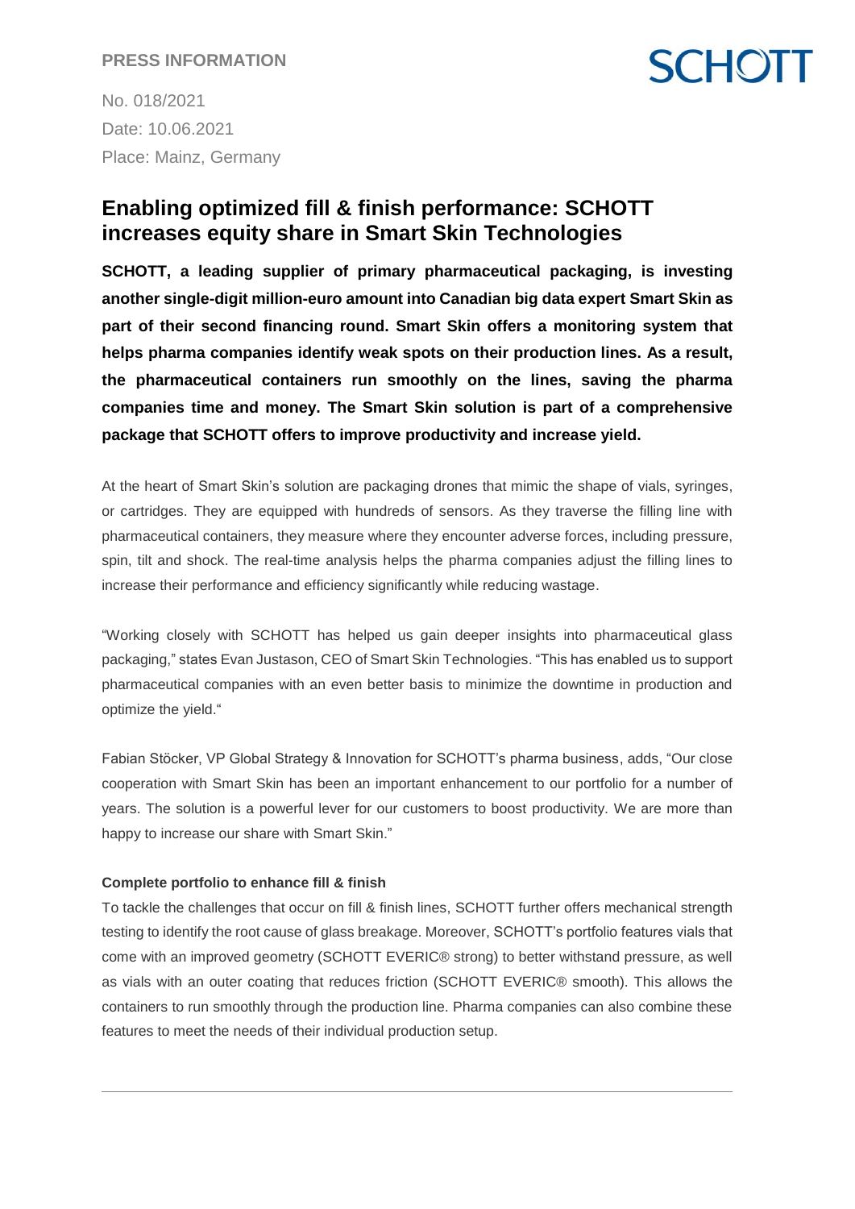**PRESS INFORMATION**

SCHOTT

No. 018/2021
Date: 10.06.2021
Place: Mainz, Germany

# Enabling optimized fill & finish performance: SCHOTT increases equity share in Smart Skin Technologies

**SCHOTT, a leading supplier of primary pharmaceutical packaging, is investing another single-digit million-euro amount into Canadian big data expert Smart Skin as part of their second financing round. Smart Skin offers a monitoring system that helps pharma companies identify weak spots on their production lines. As a result, the pharmaceutical containers run smoothly on the lines, saving the pharma companies time and money. The Smart Skin solution is part of a comprehensive package that SCHOTT offers to improve productivity and increase yield.**

At the heart of Smart Skin's solution are packaging drones that mimic the shape of vials, syringes, or cartridges. They are equipped with hundreds of sensors. As they traverse the filling line with pharmaceutical containers, they measure where they encounter adverse forces, including pressure, spin, tilt and shock. The real-time analysis helps the pharma companies adjust the filling lines to increase their performance and efficiency significantly while reducing wastage.

"Working closely with SCHOTT has helped us gain deeper insights into pharmaceutical glass packaging," states Evan Justason, CEO of Smart Skin Technologies. "This has enabled us to support pharmaceutical companies with an even better basis to minimize the downtime in production and optimize the yield."

Fabian Stöcker, VP Global Strategy & Innovation for SCHOTT's pharma business, adds, "Our close cooperation with Smart Skin has been an important enhancement to our portfolio for a number of years. The solution is a powerful lever for our customers to boost productivity. We are more than happy to increase our share with Smart Skin."

**Complete portfolio to enhance fill & finish**

To tackle the challenges that occur on fill & finish lines, SCHOTT further offers mechanical strength testing to identify the root cause of glass breakage. Moreover, SCHOTT's portfolio features vials that come with an improved geometry (SCHOTT EVERIC® strong) to better withstand pressure, as well as vials with an outer coating that reduces friction (SCHOTT EVERIC® smooth). This allows the containers to run smoothly through the production line. Pharma companies can also combine these features to meet the needs of their individual production setup.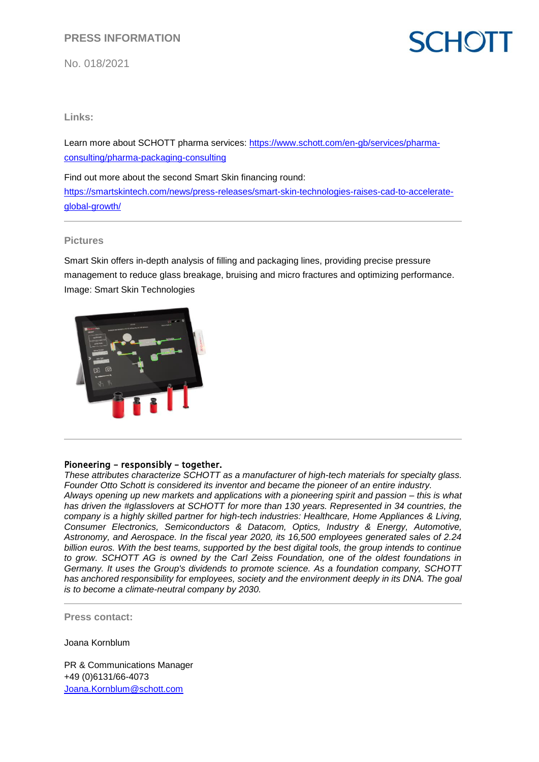**Links:**

Learn more about SCHOTT pharma services: [https://www.schott.com/en-gb/services/pharma-consulting/pharma-packaging-consulting](https://www.schott.com/en-gb/services/pharma-consulting/pharma-packaging-consulting)

Find out more about the second Smart Skin financing round: [https://smartskintech.com/news/press-releases/smart-skin-technologies-raises-cad-to-accelerate-global-growth/](https://smartskintech.com/news/press-releases/smart-skin-technologies-raises-cad-to-accelerate-global-growth/)

---

**Pictures**

Smart Skin offers in-depth analysis of filling and packaging lines, providing precise pressure management to reduce glass breakage, bruising and micro fractures and optimizing performance.
Image: Smart Skin Technologies

---

**Pioneering – responsibly – together.**

*These attributes characterize SCHOTT as a manufacturer of high-tech materials for specialty glass. Founder Otto Schott is considered its inventor and became the pioneer of an entire industry. Always opening up new markets and applications with a pioneering spirit and passion – this is what has driven the #glasslovers at SCHOTT for more than 130 years. Represented in 34 countries, the company is a highly skilled partner for high-tech industries: Healthcare, Home Appliances & Living, Consumer Electronics, Semiconductors & Datacom, Optics, Industry & Energy, Automotive, Astronomy, and Aerospace. In the fiscal year 2020, its 16,500 employees generated sales of 2.24 billion euros. With the best teams, supported by the best digital tools, the group intends to continue to grow. SCHOTT AG is owned by the Carl Zeiss Foundation, one of the oldest foundations in Germany. It uses the Group's dividends to promote science. As a foundation company, SCHOTT has anchored responsibility for employees, society and the environment deeply in its DNA. The goal is to become a climate-neutral company by 2030.*

---

**Press contact:**

Joana Kornblum

PR & Communications Manager
+49 (0)6131/66-4073
[Joana.Kornblum@schott.com](mailto:Joana.Kornblum@schott.com)